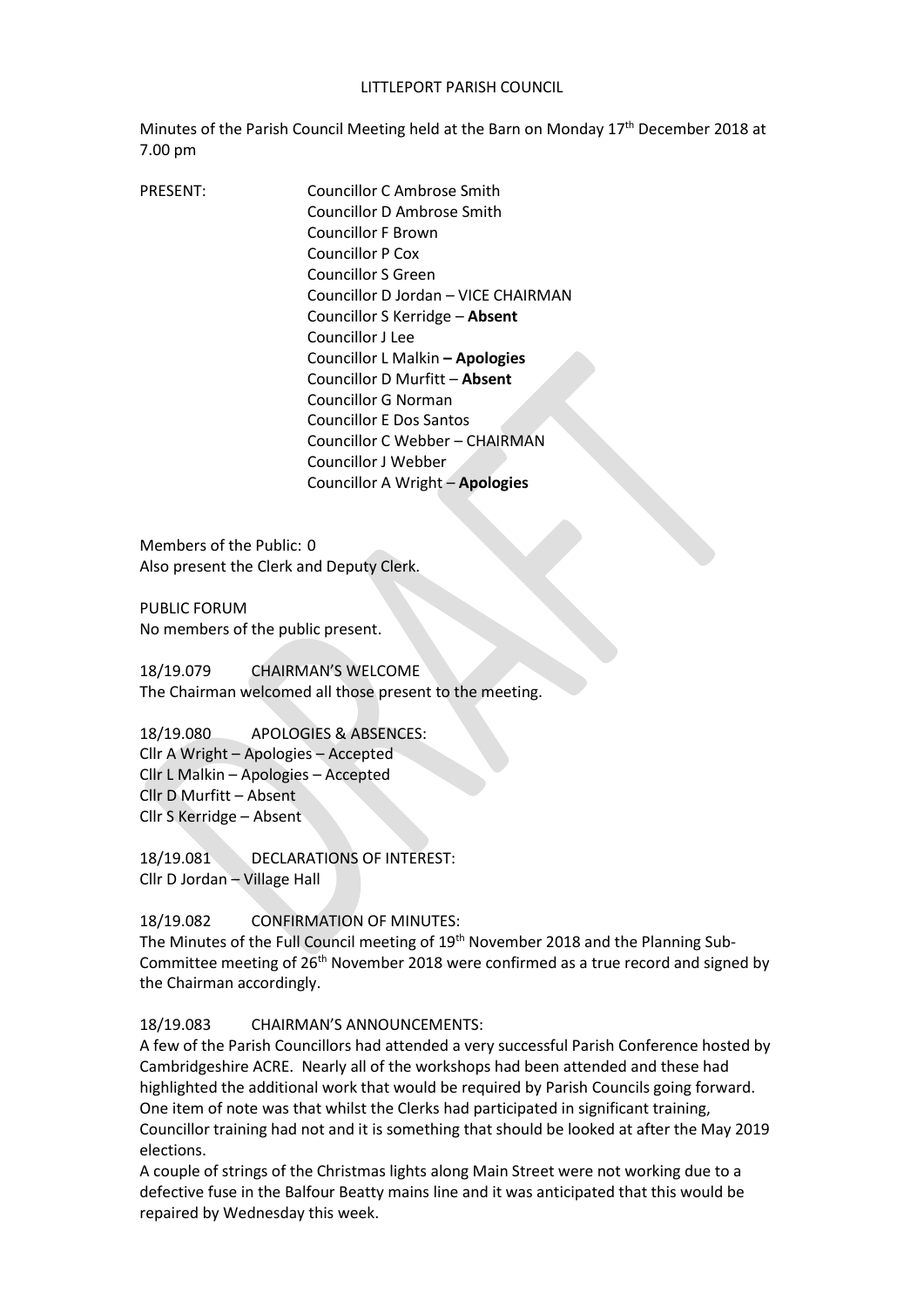LITTLEPORT PARISH COUNCIL

Minutes of the Parish Council Meeting held at the Barn on Monday 17th December 2018 at 7.00 pm

PRESENT:

Councillor C Ambrose Smith
Councillor D Ambrose Smith
Councillor F Brown
Councillor P Cox
Councillor S Green
Councillor D Jordan – VICE CHAIRMAN
Councillor S Kerridge – **Absent**
Councillor J Lee
Councillor L Malkin **– Apologies**
Councillor D Murfitt – **Absent**
Councillor G Norman
Councillor E Dos Santos
Councillor C Webber – CHAIRMAN
Councillor J Webber
Councillor A Wright – **Apologies**

Members of the Public: 0
Also present the Clerk and Deputy Clerk.

PUBLIC FORUM
No members of the public present.

18/19.079 CHAIRMAN'S WELCOME
The Chairman welcomed all those present to the meeting.

18/19.080 APOLOGIES & ABSENCES:
Cllr A Wright – Apologies – Accepted
Cllr L Malkin – Apologies – Accepted
Cllr D Murfitt – Absent
Cllr S Kerridge – Absent

18/19.081 DECLARATIONS OF INTEREST:
Cllr D Jordan – Village Hall

18/19.082 CONFIRMATION OF MINUTES:
The Minutes of the Full Council meeting of 19th November 2018 and the Planning Sub-Committee meeting of 26th November 2018 were confirmed as a true record and signed by the Chairman accordingly.

18/19.083 CHAIRMAN'S ANNOUNCEMENTS:
A few of the Parish Councillors had attended a very successful Parish Conference hosted by Cambridgeshire ACRE. Nearly all of the workshops had been attended and these had highlighted the additional work that would be required by Parish Councils going forward. One item of note was that whilst the Clerks had participated in significant training, Councillor training had not and it is something that should be looked at after the May 2019 elections.
A couple of strings of the Christmas lights along Main Street were not working due to a defective fuse in the Balfour Beatty mains line and it was anticipated that this would be repaired by Wednesday this week.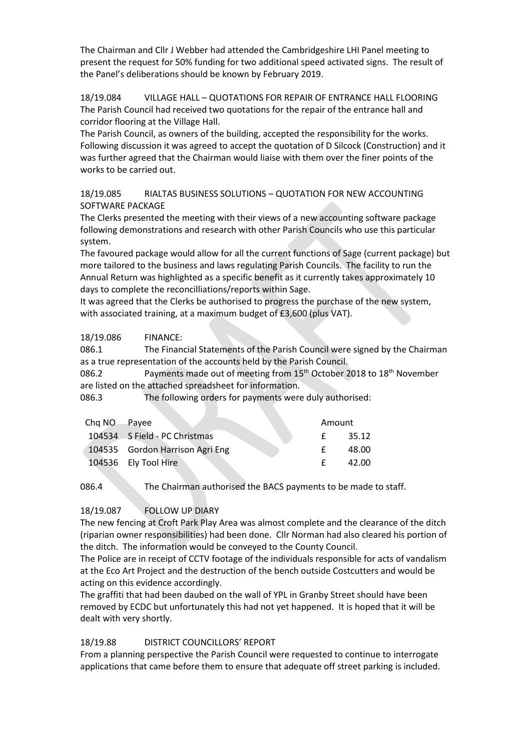The Chairman and Cllr J Webber had attended the Cambridgeshire LHI Panel meeting to present the request for 50% funding for two additional speed activated signs. The result of the Panel's deliberations should be known by February 2019.

18/19.084 VILLAGE HALL – QUOTATIONS FOR REPAIR OF ENTRANCE HALL FLOORING

The Parish Council had received two quotations for the repair of the entrance hall and corridor flooring at the Village Hall.

The Parish Council, as owners of the building, accepted the responsibility for the works. Following discussion it was agreed to accept the quotation of D Silcock (Construction) and it was further agreed that the Chairman would liaise with them over the finer points of the works to be carried out.

18/19.085 RIALTAS BUSINESS SOLUTIONS – QUOTATION FOR NEW ACCOUNTING SOFTWARE PACKAGE

The Clerks presented the meeting with their views of a new accounting software package following demonstrations and research with other Parish Councils who use this particular system.

The favoured package would allow for all the current functions of Sage (current package) but more tailored to the business and laws regulating Parish Councils. The facility to run the Annual Return was highlighted as a specific benefit as it currently takes approximately 10 days to complete the reconcilliations/reports within Sage.

It was agreed that the Clerks be authorised to progress the purchase of the new system, with associated training, at a maximum budget of £3,600 (plus VAT).

18/19.086 FINANCE:

086.1 The Financial Statements of the Parish Council were signed by the Chairman as a true representation of the accounts held by the Parish Council.

086.2 Payments made out of meeting from 15th October 2018 to 18th November are listed on the attached spreadsheet for information.

086.3 The following orders for payments were duly authorised:

| Chq NO | Payee | Amount |
|---|---|---|
| 104534 | S Field - PC Christmas | £ 35.12 |
| 104535 | Gordon Harrison Agri Eng | £ 48.00 |
| 104536 | Ely Tool Hire | £ 42.00 |

086.4 The Chairman authorised the BACS payments to be made to staff.

18/19.087 FOLLOW UP DIARY

The new fencing at Croft Park Play Area was almost complete and the clearance of the ditch (riparian owner responsibilities) had been done. Cllr Norman had also cleared his portion of the ditch. The information would be conveyed to the County Council.

The Police are in receipt of CCTV footage of the individuals responsible for acts of vandalism at the Eco Art Project and the destruction of the bench outside Costcutters and would be acting on this evidence accordingly.

The graffiti that had been daubed on the wall of YPL in Granby Street should have been removed by ECDC but unfortunately this had not yet happened. It is hoped that it will be dealt with very shortly.

18/19.88 DISTRICT COUNCILLORS' REPORT

From a planning perspective the Parish Council were requested to continue to interrogate applications that came before them to ensure that adequate off street parking is included.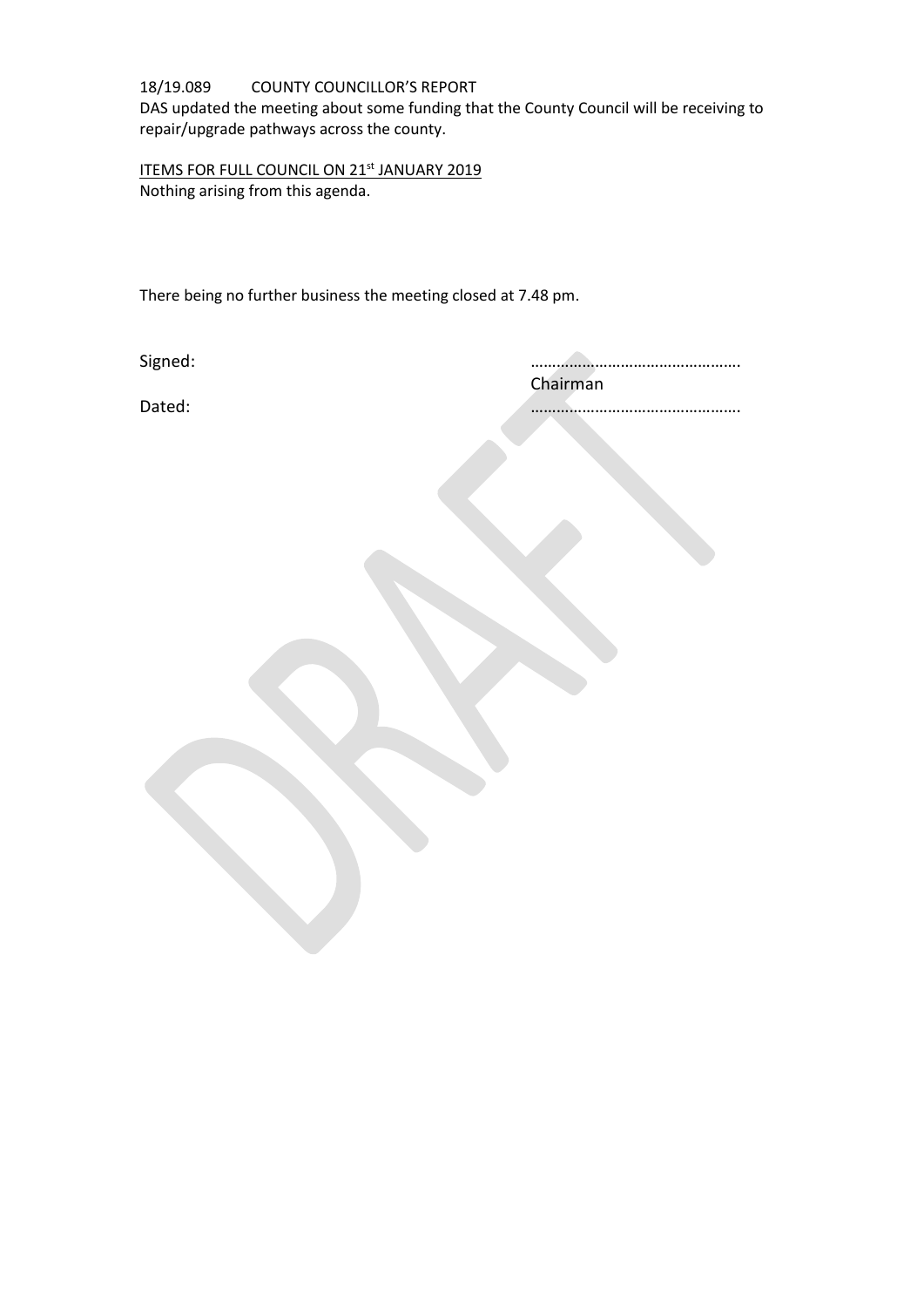18/19.089 COUNTY COUNCILLOR'S REPORT

DAS updated the meeting about some funding that the County Council will be receiving to repair/upgrade pathways across the county.

ITEMS FOR FULL COUNCIL ON 21st JANUARY 2019

Nothing arising from this agenda.

There being no further business the meeting closed at 7.48 pm.

Signed: ………………………………………….

Chairman

Dated: ………………………………………….

DRAFT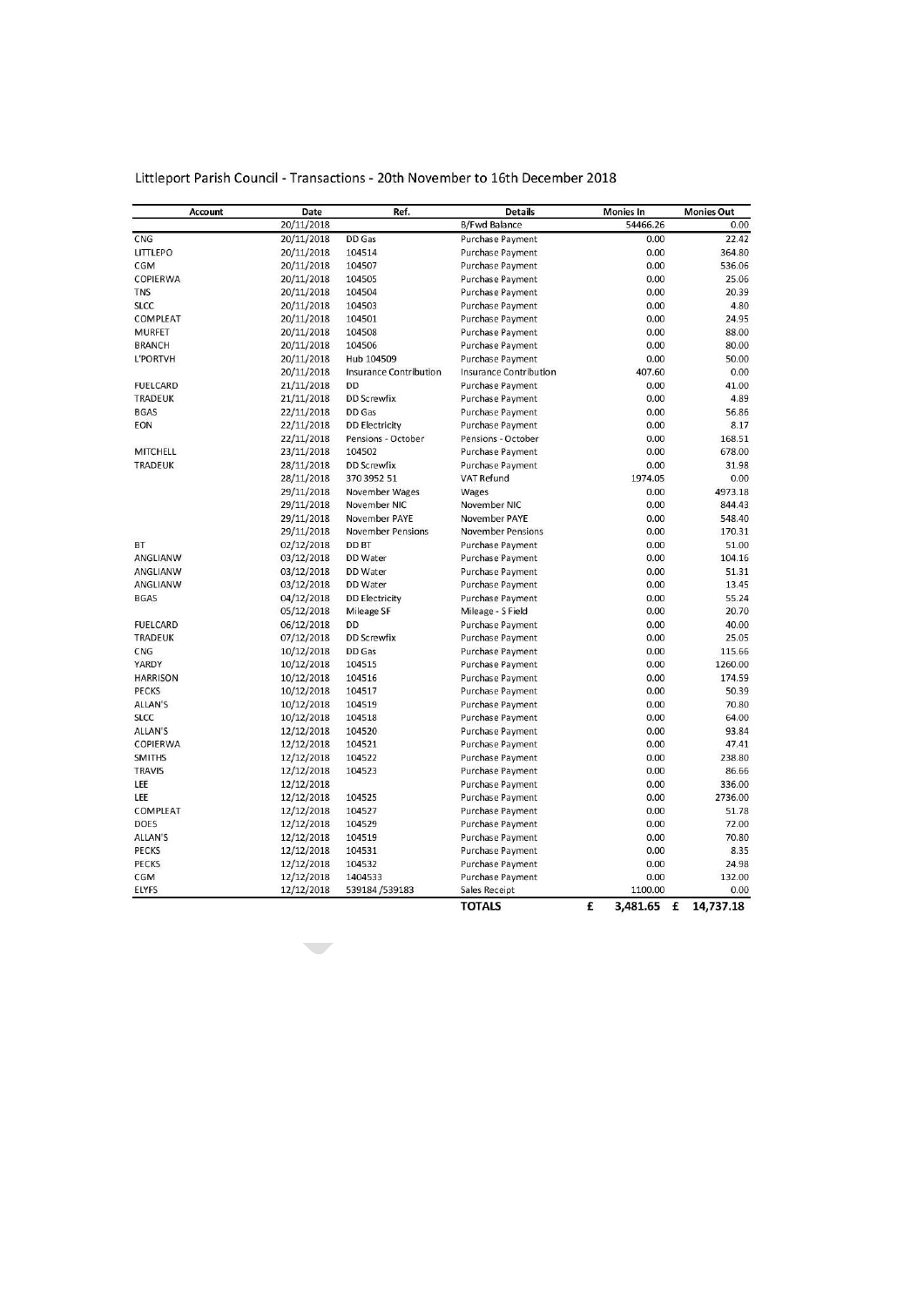Littleport Parish Council - Transactions - 20th November to 16th December 2018

| Account | Date | Ref. | Details | Monies In | Monies Out |
|---|---|---|---|---|---|
| | 20/11/2018 | | B/Fwd Balance | 54466.26 | 0.00 |
| CNG | 20/11/2018 | DD Gas | Purchase Payment | 0.00 | 22.42 |
| LITTLEPO | 20/11/2018 | 104514 | Purchase Payment | 0.00 | 364.80 |
| CGM | 20/11/2018 | 104507 | Purchase Payment | 0.00 | 536.06 |
| COPIERWA | 20/11/2018 | 104505 | Purchase Payment | 0.00 | 25.06 |
| TNS | 20/11/2018 | 104504 | Purchase Payment | 0.00 | 20.39 |
| SLCC | 20/11/2018 | 104503 | Purchase Payment | 0.00 | 4.80 |
| COMPLEAT | 20/11/2018 | 104501 | Purchase Payment | 0.00 | 24.95 |
| MURFET | 20/11/2018 | 104508 | Purchase Payment | 0.00 | 88.00 |
| BRANCH | 20/11/2018 | 104506 | Purchase Payment | 0.00 | 80.00 |
| L'PORTVH | 20/11/2018 | Hub 104509 | Purchase Payment | 0.00 | 50.00 |
| | 20/11/2018 | Insurance Contribution | Insurance Contribution | 407.60 | 0.00 |
| FUELCARD | 21/11/2018 | DD | Purchase Payment | 0.00 | 41.00 |
| TRADEUK | 21/11/2018 | DD Screwfix | Purchase Payment | 0.00 | 4.89 |
| BGAS | 22/11/2018 | DD Gas | Purchase Payment | 0.00 | 56.86 |
| EON | 22/11/2018 | DD Electricity | Purchase Payment | 0.00 | 8.17 |
| | 22/11/2018 | Pensions - October | Pensions - October | 0.00 | 168.51 |
| MITCHELL | 23/11/2018 | 104502 | Purchase Payment | 0.00 | 678.00 |
| TRADEUK | 28/11/2018 | DD Screwfix | Purchase Payment | 0.00 | 31.98 |
| | 28/11/2018 | 370 3952 51 | VAT Refund | 1974.05 | 0.00 |
| | 29/11/2018 | November Wages | Wages | 0.00 | 4973.18 |
| | 29/11/2018 | November NIC | November NIC | 0.00 | 844.43 |
| | 29/11/2018 | November PAYE | November PAYE | 0.00 | 548.40 |
| | 29/11/2018 | November Pensions | November Pensions | 0.00 | 170.31 |
| BT | 02/12/2018 | DD BT | Purchase Payment | 0.00 | 51.00 |
| ANGLIANW | 03/12/2018 | DD Water | Purchase Payment | 0.00 | 104.16 |
| ANGLIANW | 03/12/2018 | DD Water | Purchase Payment | 0.00 | 51.31 |
| ANGLIANW | 03/12/2018 | DD Water | Purchase Payment | 0.00 | 13.45 |
| BGAS | 04/12/2018 | DD Electricity | Purchase Payment | 0.00 | 55.24 |
| | 05/12/2018 | Mileage SF | Mileage - S Field | 0.00 | 20.70 |
| FUELCARD | 06/12/2018 | DD | Purchase Payment | 0.00 | 40.00 |
| TRADEUK | 07/12/2018 | DD Screwfix | Purchase Payment | 0.00 | 25.05 |
| CNG | 10/12/2018 | DD Gas | Purchase Payment | 0.00 | 115.66 |
| YARDY | 10/12/2018 | 104515 | Purchase Payment | 0.00 | 1260.00 |
| HARRISON | 10/12/2018 | 104516 | Purchase Payment | 0.00 | 174.59 |
| PECKS | 10/12/2018 | 104517 | Purchase Payment | 0.00 | 50.39 |
| ALLAN'S | 10/12/2018 | 104519 | Purchase Payment | 0.00 | 70.80 |
| SLCC | 10/12/2018 | 104518 | Purchase Payment | 0.00 | 64.00 |
| ALLAN'S | 12/12/2018 | 104520 | Purchase Payment | 0.00 | 93.84 |
| COPIERWA | 12/12/2018 | 104521 | Purchase Payment | 0.00 | 47.41 |
| SMITHS | 12/12/2018 | 104522 | Purchase Payment | 0.00 | 238.80 |
| TRAVIS | 12/12/2018 | 104523 | Purchase Payment | 0.00 | 86.66 |
| LEE | 12/12/2018 | | Purchase Payment | 0.00 | 336.00 |
| LEE | 12/12/2018 | 104525 | Purchase Payment | 0.00 | 2736.00 |
| COMPLEAT | 12/12/2018 | 104527 | Purchase Payment | 0.00 | 51.78 |
| DOES | 12/12/2018 | 104529 | Purchase Payment | 0.00 | 72.00 |
| ALLAN'S | 12/12/2018 | 104519 | Purchase Payment | 0.00 | 70.80 |
| PECKS | 12/12/2018 | 104531 | Purchase Payment | 0.00 | 8.35 |
| PECKS | 12/12/2018 | 104532 | Purchase Payment | 0.00 | 24.98 |
| CGM | 12/12/2018 | 1404533 | Purchase Payment | 0.00 | 132.00 |
| ELYFS | 12/12/2018 | 539184 /539183 | Sales Receipt | 1100.00 | 0.00 |
| | | | **TOTALS** | **£ 3,481.65** | **£ 14,737.18** |